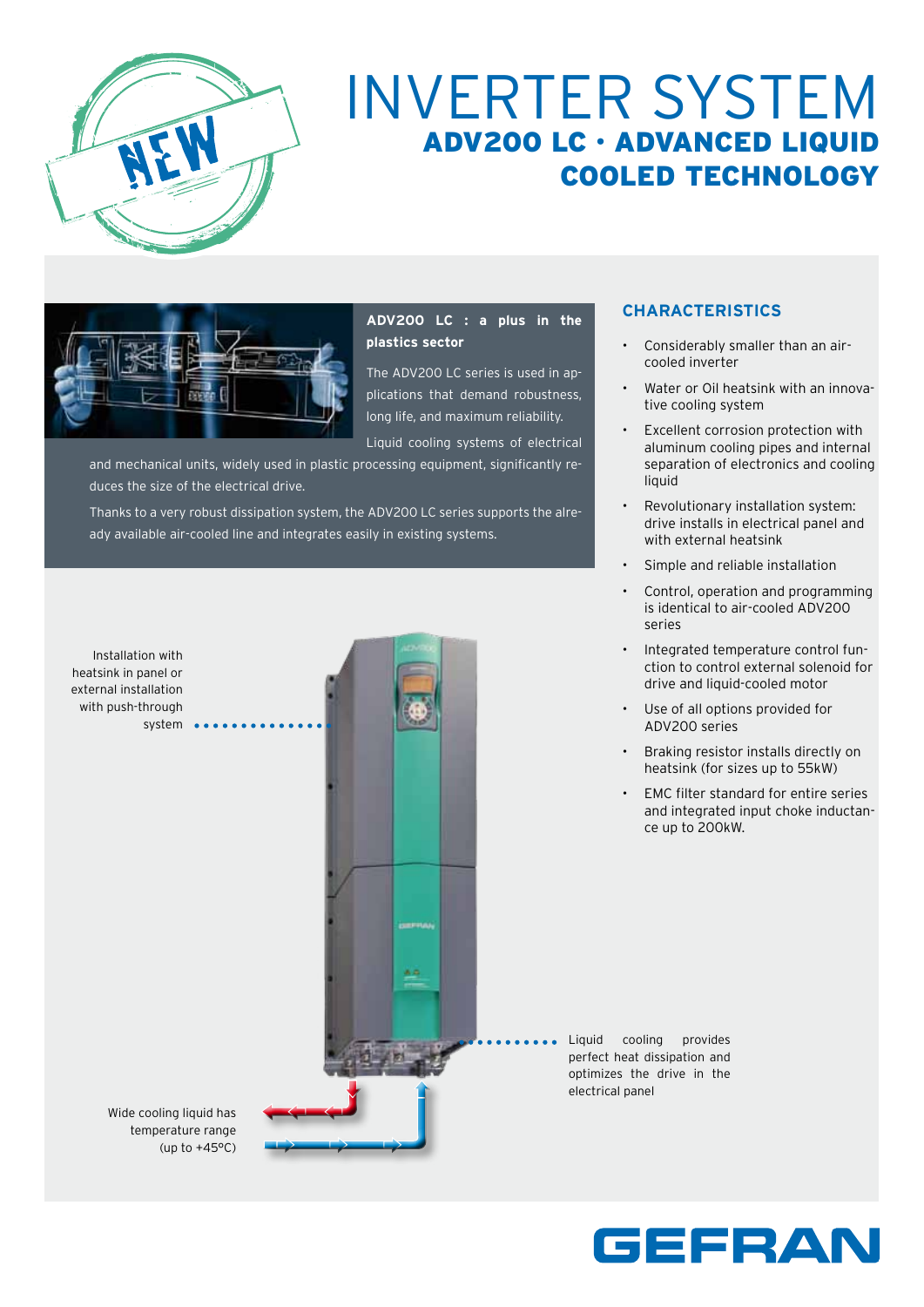# INVERTER SYSTEM

## ADV200 LC · ADVANCED LIQUID COOLED TECHNOLOGY

**ADV200 LC : a plus in the plastics sector**

The ADV200 LC series is used in applications that demand robustness, long life, and maximum reliability.

Liquid cooling systems of electrical and mechanical units, widely used in plastic processing equipment, significantly reduces the size of the electrical drive.

Thanks to a very robust dissipation system, the ADV200 LC series supports the already available air-cooled line and integrates easily in existing systems.

### CHARACTERISTICS

- Considerably smaller than an air-cooled inverter
- Water or Oil heatsink with an innovative cooling system
- Excellent corrosion protection with aluminum cooling pipes and internal separation of electronics and cooling liquid
- Revolutionary installation system: drive installs in electrical panel and with external heatsink
- Simple and reliable installation
- Control, operation and programming is identical to air-cooled ADV200 series
- Integrated temperature control function to control external solenoid for drive and liquid-cooled motor
- Use of all options provided for ADV200 series
- Braking resistor installs directly on heatsink (for sizes up to 55kW)
- EMC filter standard for entire series and integrated input choke inductance up to 200kW.

Installation with heatsink in panel or external installation with push-through system

Liquid cooling provides perfect heat dissipation and optimizes the drive in the electrical panel

Wide cooling liquid has temperature range (up to +45°C)

GEFRAN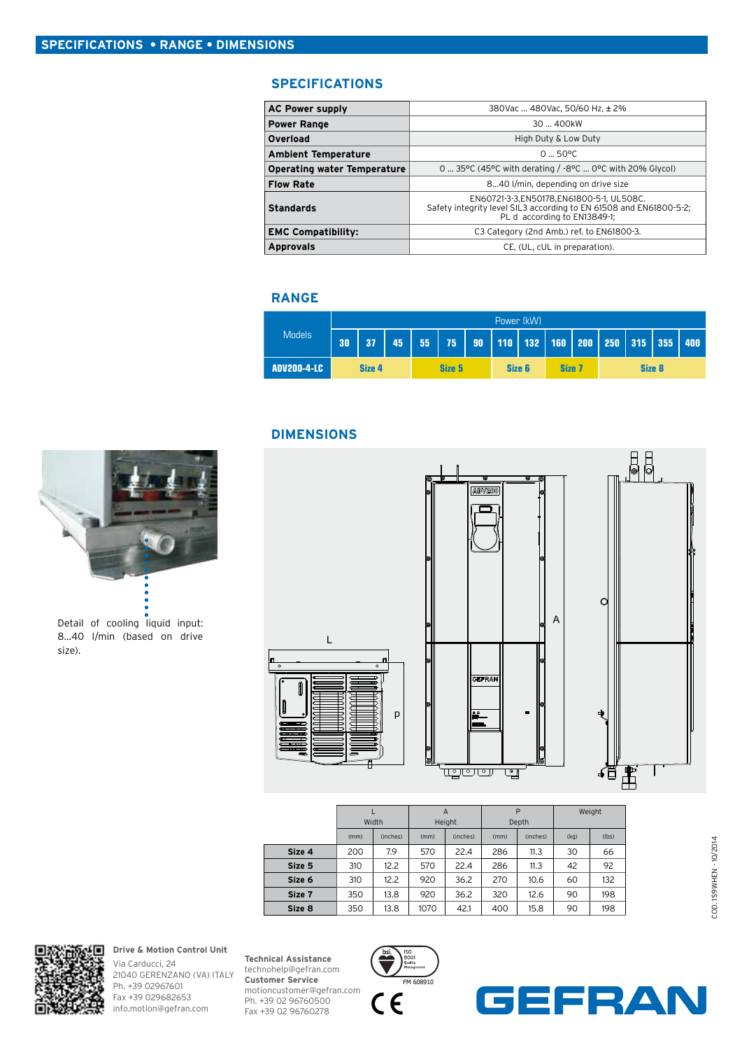## SPECIFICATIONS • RANGE • DIMENSIONS

### SPECIFICATIONS

| | |
|---|---|
| **AC Power supply** | 380Vac ... 480Vac, 50/60 Hz, ± 2% |
| **Power Range** | 30 ... 400kW |
| **Overload** | High Duty & Low Duty |
| **Ambient Temperature** | 0 ... 50°C |
| **Operating water Temperature** | 0 ... 35°C (45°C with derating / -8°C ... 0°C with 20% Glycol) |
| **Flow Rate** | 8...40 l/min, depending on drive size |
| **Standards** | EN60721-3-3,EN50178,EN61800-5-1, UL508C. Safety integrity level SIL3 according to EN 61508 and EN61800-5-2; PL d according to EN13849-1; |
| **EMC Compatibility:** | C3 Category (2nd Amb.) ref. to EN61800-3. |
| **Approvals** | CE, (UL, cUL in preparation). |

### RANGE

| Models | Power (kW) | | | | | | | | | | | | | |
|---|---|---|---|---|---|---|---|---|---|---|---|---|---|---|
| | 30 | 37 | 45 | 55 | 75 | 90 | 110 | 132 | 160 | 200 | 250 | 315 | 355 | 400 |
| **ADV200-4-LC** | Size 4 | | | Size 5 | | | Size 6 | | Size 7 | | Size 8 | | | |

### DIMENSIONS

L

p

A

Detail of cooling liquid input: 8...40 l/min (based on drive size).

| | L Width | | A Height | | P Depth | | Weight | |
|---|---|---|---|---|---|---|---|---|
| | (mm) | (inches) | (mm) | (inches) | (mm) | (inches) | (kg) | (lbs) |
| **Size 4** | 200 | 7.9 | 570 | 22.4 | 286 | 11.3 | 30 | 66 |
| **Size 5** | 310 | 12.2 | 570 | 22.4 | 286 | 11.3 | 42 | 92 |
| **Size 6** | 310 | 12.2 | 920 | 36.2 | 270 | 10.6 | 60 | 132 |
| **Size 7** | 350 | 13.8 | 920 | 36.2 | 320 | 12.6 | 90 | 198 |
| **Size 8** | 350 | 13.8 | 1070 | 42.1 | 400 | 15.8 | 90 | 198 |

COD. 1S9WHEN - 10/2014

**Drive & Motion Control Unit**
Via Carducci, 24
21040 GERENZANO (VA) ITALY
Ph. +39 02967601
Fax +39 029682653
info.motion@gefran.com

**Technical Assistance**
technohelp@gefran.com
**Customer Service**
motioncustomer@gefran.com
Ph. +39 02 96760500
Fax +39 02 96760278

FM 608910

GEFRAN